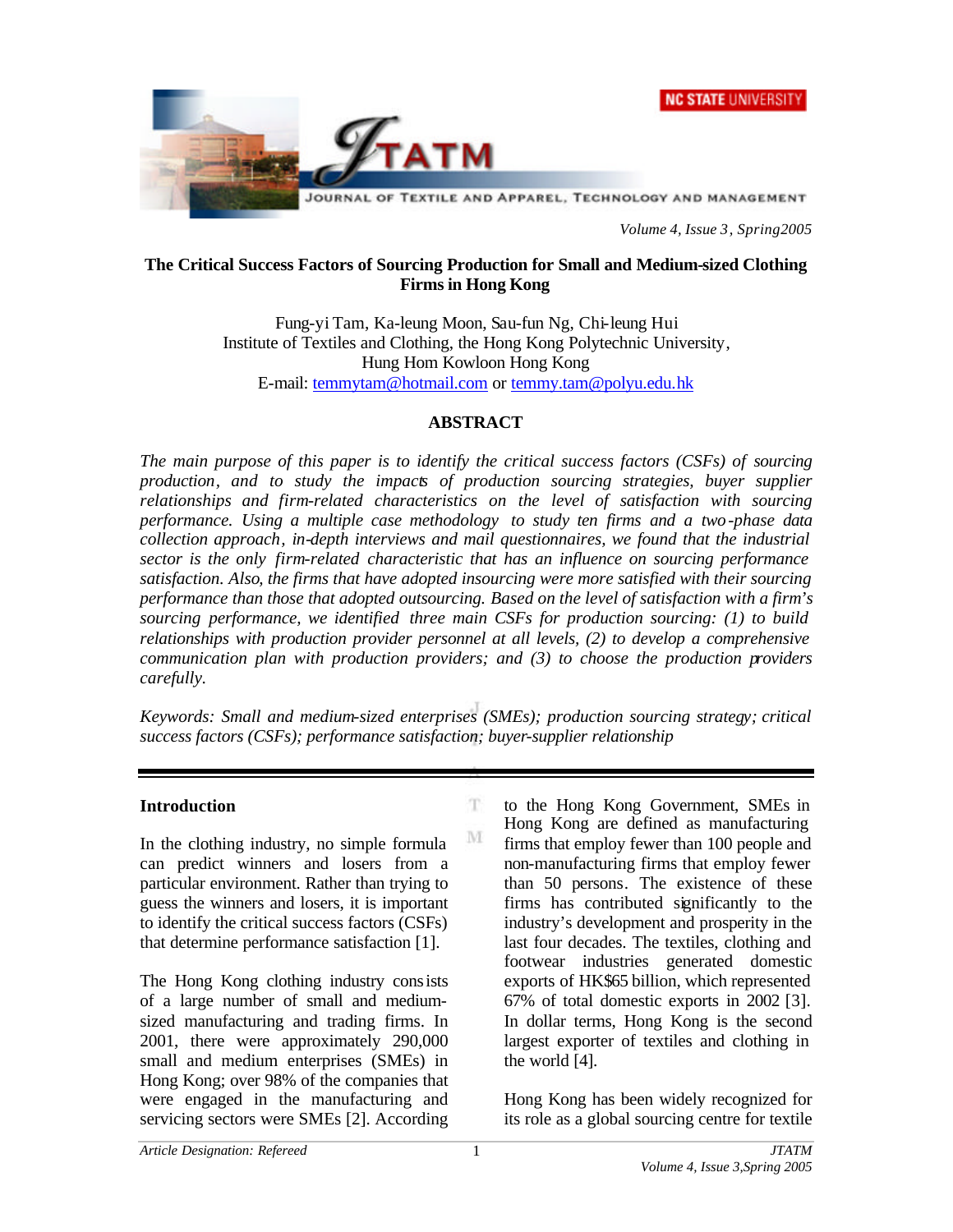# The Critical Success Factors of Sourcing Production for Small and Medium-sized Clothing Firms in Hong Kong

Fung-yi Tam, Ka-leung Moon, Sau-fun Ng, Chi-leung Hui
Institute of Textiles and Clothing, the Hong Kong Polytechnic University,
Hung Hom Kowloon Hong Kong
E-mail: temmytam@hotmail.com or temmy.tam@polyu.edu.hk

## ABSTRACT

*The main purpose of this paper is to identify the critical success factors (CSFs) of sourcing production, and to study the impacts of production sourcing strategies, buyer supplier relationships and firm-related characteristics on the level of satisfaction with sourcing performance. Using a multiple case methodology to study ten firms and a two-phase data collection approach, in-depth interviews and mail questionnaires, we found that the industrial sector is the only firm-related characteristic that has an influence on sourcing performance satisfaction. Also, the firms that have adopted insourcing were more satisfied with their sourcing performance than those that adopted outsourcing. Based on the level of satisfaction with a firm's sourcing performance, we identified three main CSFs for production sourcing: (1) to build relationships with production provider personnel at all levels, (2) to develop a comprehensive communication plan with production providers; and (3) to choose the production providers carefully.*

*Keywords: Small and medium-sized enterprises (SMEs); production sourcing strategy; critical success factors (CSFs); performance satisfaction; buyer-supplier relationship*

## Introduction

In the clothing industry, no simple formula can predict winners and losers from a particular environment. Rather than trying to guess the winners and losers, it is important to identify the critical success factors (CSFs) that determine performance satisfaction [1].

The Hong Kong clothing industry consists of a large number of small and medium-sized manufacturing and trading firms. In 2001, there were approximately 290,000 small and medium enterprises (SMEs) in Hong Kong; over 98% of the companies that were engaged in the manufacturing and servicing sectors were SMEs [2]. According to the Hong Kong Government, SMEs in Hong Kong are defined as manufacturing firms that employ fewer than 100 people and non-manufacturing firms that employ fewer than 50 persons. The existence of these firms has contributed significantly to the industry's development and prosperity in the last four decades. The textiles, clothing and footwear industries generated domestic exports of HK$65 billion, which represented 67% of total domestic exports in 2002 [3]. In dollar terms, Hong Kong is the second largest exporter of textiles and clothing in the world [4].

Hong Kong has been widely recognized for its role as a global sourcing centre for textile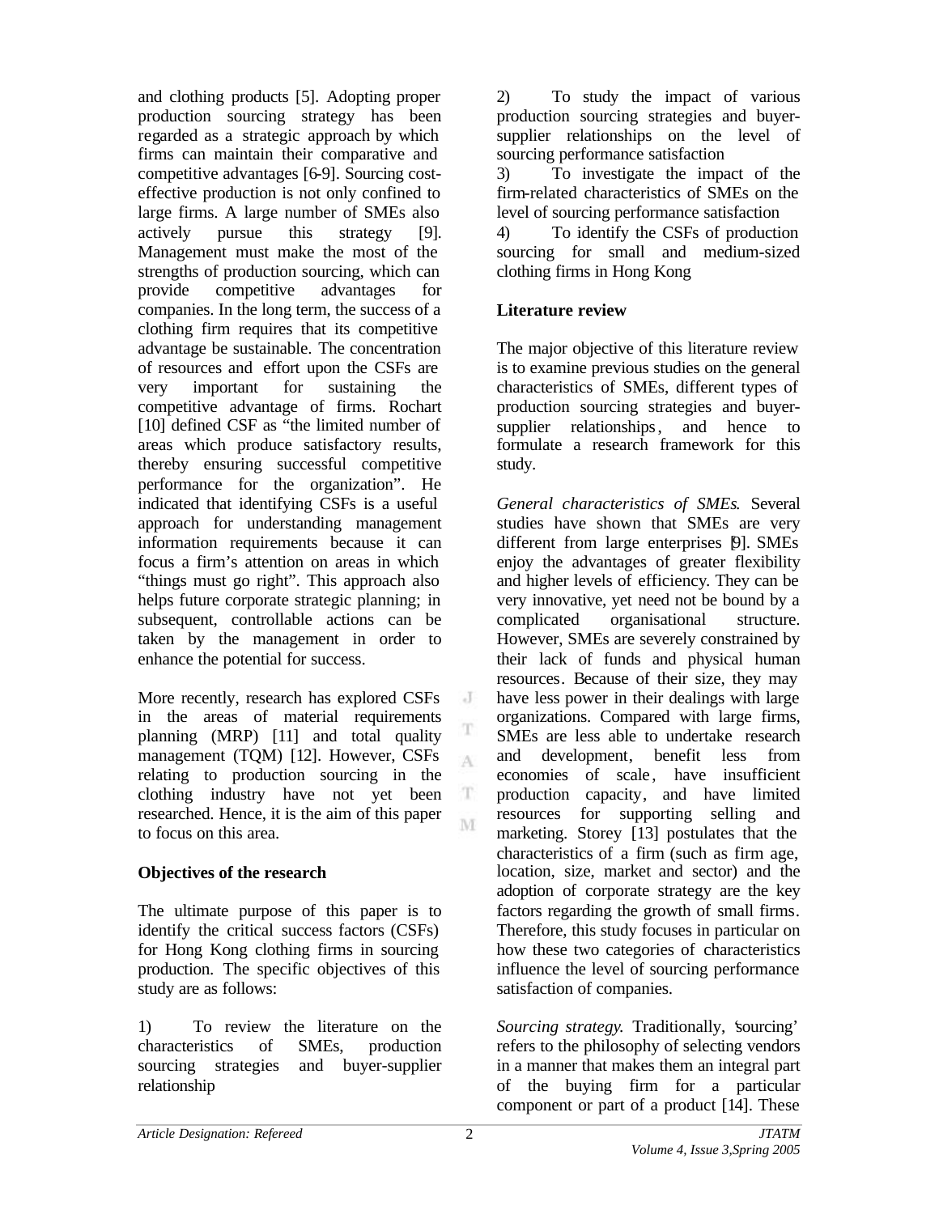and clothing products [5]. Adopting proper production sourcing strategy has been regarded as a strategic approach by which firms can maintain their comparative and competitive advantages [6-9]. Sourcing cost-effective production is not only confined to large firms. A large number of SMEs also actively pursue this strategy [9]. Management must make the most of the strengths of production sourcing, which can provide competitive advantages for companies. In the long term, the success of a clothing firm requires that its competitive advantage be sustainable. The concentration of resources and effort upon the CSFs are very important for sustaining the competitive advantage of firms. Rochart [10] defined CSF as "the limited number of areas which produce satisfactory results, thereby ensuring successful competitive performance for the organization". He indicated that identifying CSFs is a useful approach for understanding management information requirements because it can focus a firm's attention on areas in which "things must go right". This approach also helps future corporate strategic planning; in subsequent, controllable actions can be taken by the management in order to enhance the potential for success.

More recently, research has explored CSFs in the areas of material requirements planning (MRP) [11] and total quality management (TQM) [12]. However, CSFs relating to production sourcing in the clothing industry have not yet been researched. Hence, it is the aim of this paper to focus on this area.

## Objectives of the research

The ultimate purpose of this paper is to identify the critical success factors (CSFs) for Hong Kong clothing firms in sourcing production. The specific objectives of this study are as follows:

1) To review the literature on the characteristics of SMEs, production sourcing strategies and buyer-supplier relationship
2) To study the impact of various production sourcing strategies and buyer-supplier relationships on the level of sourcing performance satisfaction
3) To investigate the impact of the firm-related characteristics of SMEs on the level of sourcing performance satisfaction
4) To identify the CSFs of production sourcing for small and medium-sized clothing firms in Hong Kong

## Literature review

The major objective of this literature review is to examine previous studies on the general characteristics of SMEs, different types of production sourcing strategies and buyer-supplier relationships, and hence to formulate a research framework for this study.

*General characteristics of SMEs.* Several studies have shown that SMEs are very different from large enterprises [9]. SMEs enjoy the advantages of greater flexibility and higher levels of efficiency. They can be very innovative, yet need not be bound by a complicated organisational structure. However, SMEs are severely constrained by their lack of funds and physical human resources. Because of their size, they may have less power in their dealings with large organizations. Compared with large firms, SMEs are less able to undertake research and development, benefit less from economies of scale, have insufficient production capacity, and have limited resources for supporting selling and marketing. Storey [13] postulates that the characteristics of a firm (such as firm age, location, size, market and sector) and the adoption of corporate strategy are the key factors regarding the growth of small firms. Therefore, this study focuses in particular on how these two categories of characteristics influence the level of sourcing performance satisfaction of companies.

*Sourcing strategy.* Traditionally, 'sourcing' refers to the philosophy of selecting vendors in a manner that makes them an integral part of the buying firm for a particular component or part of a product [14]. These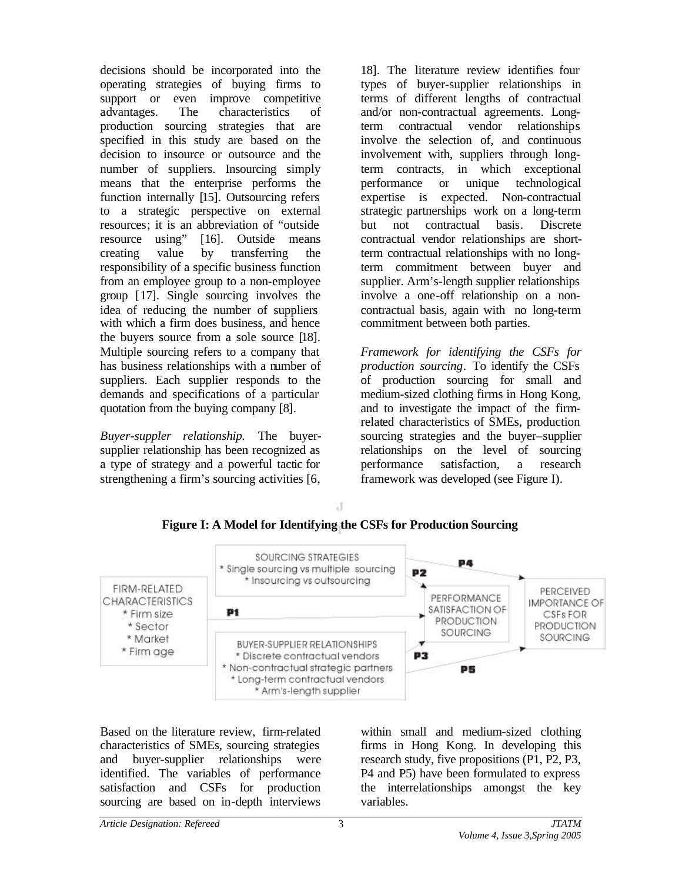decisions should be incorporated into the operating strategies of buying firms to support or even improve competitive advantages. The characteristics of production sourcing strategies that are specified in this study are based on the decision to insource or outsource and the number of suppliers. Insourcing simply means that the enterprise performs the function internally [15]. Outsourcing refers to a strategic perspective on external resources; it is an abbreviation of "outside resource using" [16]. Outside means creating value by transferring the responsibility of a specific business function from an employee group to a non-employee group [17]. Single sourcing involves the idea of reducing the number of suppliers with which a firm does business, and hence the buyers source from a sole source [18]. Multiple sourcing refers to a company that has business relationships with a number of suppliers. Each supplier responds to the demands and specifications of a particular quotation from the buying company [8].

*Buyer-suppler relationship.* The buyer-supplier relationship has been recognized as a type of strategy and a powerful tactic for strengthening a firm's sourcing activities [6, 18]. The literature review identifies four types of buyer-supplier relationships in terms of different lengths of contractual and/or non-contractual agreements. Long-term contractual vendor relationships involve the selection of, and continuous involvement with, suppliers through long-term contracts, in which exceptional performance or unique technological expertise is expected. Non-contractual strategic partnerships work on a long-term but not contractual basis. Discrete contractual vendor relationships are short-term contractual relationships with no long-term commitment between buyer and supplier. Arm's-length supplier relationships involve a one-off relationship on a non-contractual basis, again with no long-term commitment between both parties.

*Framework for identifying the CSFs for production sourcing.* To identify the CSFs of production sourcing for small and medium-sized clothing firms in Hong Kong, and to investigate the impact of the firm-related characteristics of SMEs, production sourcing strategies and the buyer–supplier relationships on the level of sourcing performance satisfaction, a research framework was developed (see Figure I).

**Figure I: A Model for Identifying the CSFs for Production Sourcing**

Based on the literature review, firm-related characteristics of SMEs, sourcing strategies and buyer-supplier relationships were identified. The variables of performance satisfaction and CSFs for production sourcing are based on in-depth interviews within small and medium-sized clothing firms in Hong Kong. In developing this research study, five propositions (P1, P2, P3, P4 and P5) have been formulated to express the interrelationships amongst the key variables.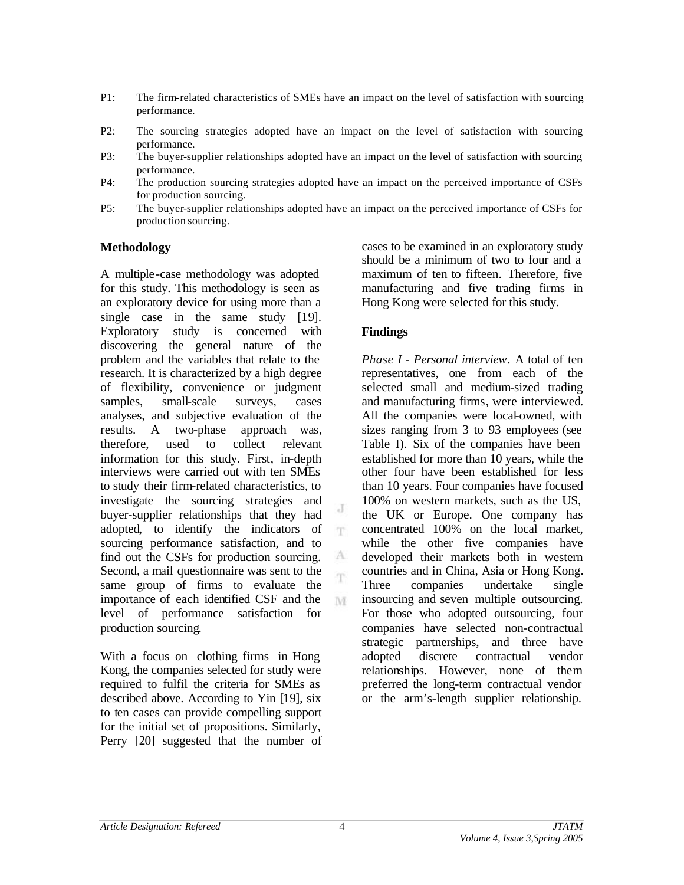P1: The firm-related characteristics of SMEs have an impact on the level of satisfaction with sourcing performance.

P2: The sourcing strategies adopted have an impact on the level of satisfaction with sourcing performance.

P3: The buyer-supplier relationships adopted have an impact on the level of satisfaction with sourcing performance.

P4: The production sourcing strategies adopted have an impact on the perceived importance of CSFs for production sourcing.

P5: The buyer-supplier relationships adopted have an impact on the perceived importance of CSFs for production sourcing.

## Methodology

A multiple-case methodology was adopted for this study. This methodology is seen as an exploratory device for using more than a single case in the same study [19]. Exploratory study is concerned with discovering the general nature of the problem and the variables that relate to the research. It is characterized by a high degree of flexibility, convenience or judgment samples, small-scale surveys, cases analyses, and subjective evaluation of the results. A two-phase approach was, therefore, used to collect relevant information for this study. First, in-depth interviews were carried out with ten SMEs to study their firm-related characteristics, to investigate the sourcing strategies and buyer-supplier relationships that they had adopted, to identify the indicators of sourcing performance satisfaction, and to find out the CSFs for production sourcing. Second, a mail questionnaire was sent to the same group of firms to evaluate the importance of each identified CSF and the level of performance satisfaction for production sourcing.

With a focus on clothing firms in Hong Kong, the companies selected for study were required to fulfil the criteria for SMEs as described above. According to Yin [19], six to ten cases can provide compelling support for the initial set of propositions. Similarly, Perry [20] suggested that the number of cases to be examined in an exploratory study should be a minimum of two to four and a maximum of ten to fifteen. Therefore, five manufacturing and five trading firms in Hong Kong were selected for this study.

## Findings

*Phase I - Personal interview*. A total of ten representatives, one from each of the selected small and medium-sized trading and manufacturing firms, were interviewed. All the companies were local-owned, with sizes ranging from 3 to 93 employees (see Table I). Six of the companies have been established for more than 10 years, while the other four have been established for less than 10 years. Four companies have focused 100% on western markets, such as the US, the UK or Europe. One company has concentrated 100% on the local market, while the other five companies have developed their markets both in western countries and in China, Asia or Hong Kong. Three companies undertake single insourcing and seven multiple outsourcing. For those who adopted outsourcing, four companies have selected non-contractual strategic partnerships, and three have adopted discrete contractual vendor relationships. However, none of them preferred the long-term contractual vendor or the arm's-length supplier relationship.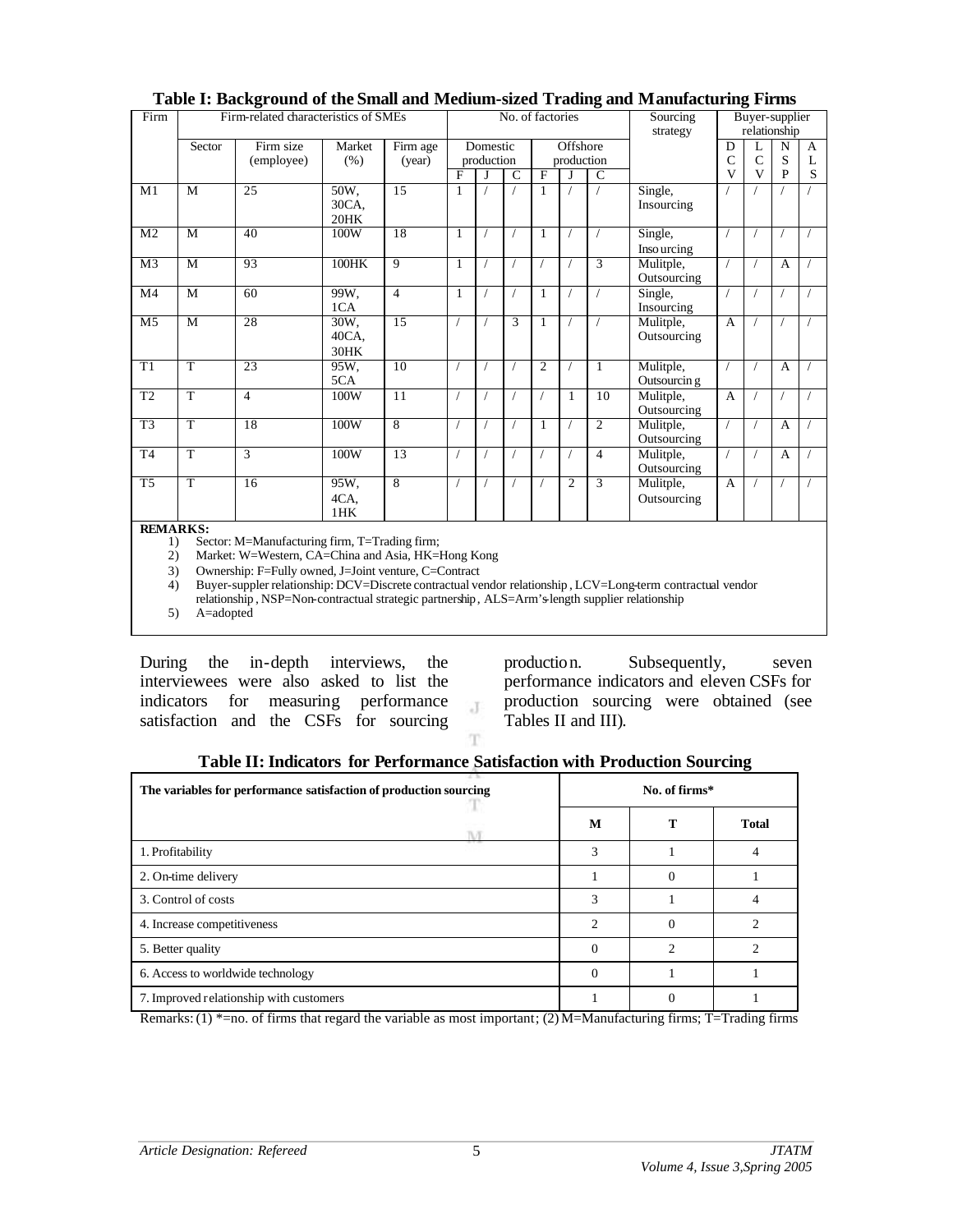**Table I: Background of the Small and Medium-sized Trading and Manufacturing Firms**

| Firm | Firm-related characteristics of SMEs | | | | No. of factories | | | | | | Sourcing strategy | Buyer-supplier relationship | | | |
|---|---|---|---|---|---|---|---|---|---|---|---|---|---|---|---|
| | Sector | Firm size (employee) | Market (%) | Firm age (year) | Domestic production | | | Offshore production | | | | DCV | LCV | NSP | ALS |
| | | | | | F | J | C | F | J | C | | | | | |
| M1 | M | 25 | 50W, 30CA, 20HK | 15 | 1 | / | / | 1 | / | / | Single, Insourcing | / | / | / | / |
| M2 | M | 40 | 100W | 18 | 1 | / | / | 1 | / | / | Single, Insourcing | / | / | / | / |
| M3 | M | 93 | 100HK | 9 | 1 | / | / | / | / | 3 | Mulitple, Outsourcing | / | / | A | / |
| M4 | M | 60 | 99W, 1CA | 4 | 1 | / | / | 1 | / | / | Single, Insourcing | / | / | / | / |
| M5 | M | 28 | 30W, 40CA, 30HK | 15 | / | / | 3 | 1 | / | / | Mulitple, Outsourcing | A | / | / | / |
| T1 | T | 23 | 95W, 5CA | 10 | / | / | / | 2 | / | 1 | Mulitple, Outsourcing | / | / | A | / |
| T2 | T | 4 | 100W | 11 | / | / | / | / | 1 | 10 | Mulitple, Outsourcing | A | / | / | / |
| T3 | T | 18 | 100W | 8 | / | / | / | 1 | / | 2 | Mulitple, Outsourcing | / | / | A | / |
| T4 | T | 3 | 100W | 13 | / | / | / | / | / | 4 | Mulitple, Outsourcing | / | / | A | / |
| T5 | T | 16 | 95W, 4CA, 1HK | 8 | / | / | / | / | 2 | 3 | Mulitple, Outsourcing | A | / | / | / |

**REMARKS:**

1) Sector: M=Manufacturing firm, T=Trading firm;
2) Market: W=Western, CA=China and Asia, HK=Hong Kong
3) Ownership: F=Fully owned, J=Joint venture, C=Contract
4) Buyer-suppler relationship: DCV=Discrete contractual vendor relationship, LCV=Long-term contractual vendor relationship, NSP=Non-contractual strategic partnership, ALS=Arm's-length supplier relationship
5) A=adopted

During the in-depth interviews, the interviewees were also asked to list the indicators for measuring performance satisfaction and the CSFs for sourcing production. Subsequently, seven performance indicators and eleven CSFs for production sourcing were obtained (see Tables II and III).

**Table II: Indicators for Performance Satisfaction with Production Sourcing**

| The variables for performance satisfaction of production sourcing | No. of firms* | | |
|---|---|---|---|
| | M | T | Total |
| 1. Profitability | 3 | 1 | 4 |
| 2. On-time delivery | 1 | 0 | 1 |
| 3. Control of costs | 3 | 1 | 4 |
| 4. Increase competitiveness | 2 | 0 | 2 |
| 5. Better quality | 0 | 2 | 2 |
| 6. Access to worldwide technology | 0 | 1 | 1 |
| 7. Improved relationship with customers | 1 | 0 | 1 |

Remarks: (1) *=no. of firms that regard the variable as most important; (2) M=Manufacturing firms; T=Trading firms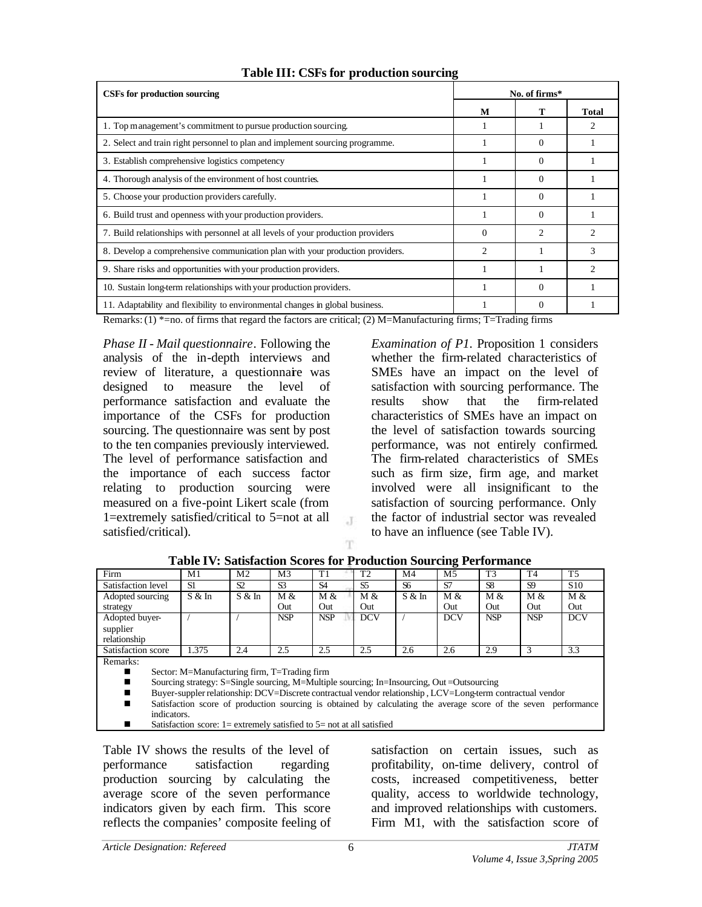**Table III: CSFs for production sourcing**

| CSFs for production sourcing | No. of firms* | | |
|---|---|---|---|
| | M | T | Total |
| 1. Top management's commitment to pursue production sourcing. | 1 | 1 | 2 |
| 2. Select and train right personnel to plan and implement sourcing programme. | 1 | 0 | 1 |
| 3. Establish comprehensive logistics competency | 1 | 0 | 1 |
| 4. Thorough analysis of the environment of host countries. | 1 | 0 | 1 |
| 5. Choose your production providers carefully. | 1 | 0 | 1 |
| 6. Build trust and openness with your production providers. | 1 | 0 | 1 |
| 7. Build relationships with personnel at all levels of your production providers | 0 | 2 | 2 |
| 8. Develop a comprehensive communication plan with your production providers. | 2 | 1 | 3 |
| 9. Share risks and opportunities with your production providers. | 1 | 1 | 2 |
| 10. Sustain long-term relationships with your production providers. | 1 | 0 | 1 |
| 11. Adaptability and flexibility to environmental changes in global business. | 1 | 0 | 1 |

Remarks: (1) *=no. of firms that regard the factors are critical; (2) M=Manufacturing firms; T=Trading firms

*Phase II - Mail questionnaire*. Following the analysis of the in-depth interviews and review of literature, a questionnaire was designed to measure the level of performance satisfaction and evaluate the importance of the CSFs for production sourcing. The questionnaire was sent by post to the ten companies previously interviewed. The level of performance satisfaction and the importance of each success factor relating to production sourcing were measured on a five-point Likert scale (from 1=extremely satisfied/critical to 5=not at all satisfied/critical).

*Examination of P1.* Proposition 1 considers whether the firm-related characteristics of SMEs have an impact on the level of satisfaction with sourcing performance. The results show that the firm-related characteristics of SMEs have an impact on the level of satisfaction towards sourcing performance, was not entirely confirmed. The firm-related characteristics of SMEs such as firm size, firm age, and market involved were all insignificant to the satisfaction of sourcing performance. Only the factor of industrial sector was revealed to have an influence (see Table IV).

**Table IV: Satisfaction Scores for Production Sourcing Performance**

| Firm | M1 | M2 | M3 | T1 | T2 | M4 | M5 | T3 | T4 | T5 |
|---|---|---|---|---|---|---|---|---|---|---|
| Satisfaction level | S1 | S2 | S3 | S4 | S5 | S6 | S7 | S8 | S9 | S10 |
| Adopted sourcing strategy | S & In | S & In | M & Out | M & Out | M & Out | S & In | M & Out | M & Out | M & Out | M & Out |
| Adopted buyer-supplier relationship | / | / | NSP | NSP | DCV | / | DCV | NSP | NSP | DCV |
| Satisfaction score | 1.375 | 2.4 | 2.5 | 2.5 | 2.5 | 2.6 | 2.6 | 2.9 | 3 | 3.3 |

Remarks:

- Sector: M=Manufacturing firm, T=Trading firm
- Sourcing strategy: S=Single sourcing, M=Multiple sourcing; In=Insourcing, Out =Outsourcing
- Buyer-suppler relationship: DCV=Discrete contractual vendor relationship , LCV=Long-term contractual vendor
- Satisfaction score of production sourcing is obtained by calculating the average score of the seven performance indicators.
- Satisfaction score: 1= extremely satisfied to 5= not at all satisfied

Table IV shows the results of the level of performance satisfaction regarding production sourcing by calculating the average score of the seven performance indicators given by each firm. This score reflects the companies' composite feeling of satisfaction on certain issues, such as profitability, on-time delivery, control of costs, increased competitiveness, better quality, access to worldwide technology, and improved relationships with customers. Firm M1, with the satisfaction score of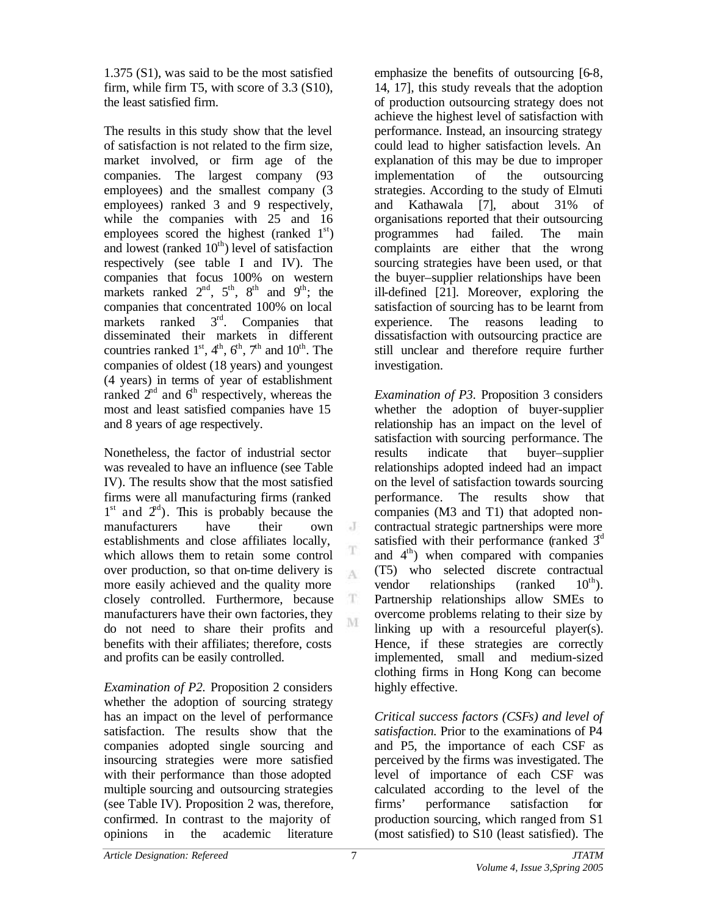1.375 (S1), was said to be the most satisfied firm, while firm T5, with score of 3.3 (S10), the least satisfied firm.

The results in this study show that the level of satisfaction is not related to the firm size, market involved, or firm age of the companies. The largest company (93 employees) and the smallest company (3 employees) ranked 3 and 9 respectively, while the companies with 25 and 16 employees scored the highest (ranked 1st) and lowest (ranked 10th) level of satisfaction respectively (see table I and IV). The companies that focus 100% on western markets ranked 2nd, 5th, 8th and 9th; the companies that concentrated 100% on local markets ranked 3rd. Companies that disseminated their markets in different countries ranked 1st, 4th, 6th, 7th and 10th. The companies of oldest (18 years) and youngest (4 years) in terms of year of establishment ranked 2nd and 6th respectively, whereas the most and least satisfied companies have 15 and 8 years of age respectively.

Nonetheless, the factor of industrial sector was revealed to have an influence (see Table IV). The results show that the most satisfied firms were all manufacturing firms (ranked 1st and 2nd). This is probably because the manufacturers have their own establishments and close affiliates locally, which allows them to retain some control over production, so that on-time delivery is more easily achieved and the quality more closely controlled. Furthermore, because manufacturers have their own factories, they do not need to share their profits and benefits with their affiliates; therefore, costs and profits can be easily controlled.

*Examination of P2.* Proposition 2 considers whether the adoption of sourcing strategy has an impact on the level of performance satisfaction. The results show that the companies adopted single sourcing and insourcing strategies were more satisfied with their performance than those adopted multiple sourcing and outsourcing strategies (see Table IV). Proposition 2 was, therefore, confirmed. In contrast to the majority of opinions in the academic literature emphasize the benefits of outsourcing [6-8, 14, 17], this study reveals that the adoption of production outsourcing strategy does not achieve the highest level of satisfaction with performance. Instead, an insourcing strategy could lead to higher satisfaction levels. An explanation of this may be due to improper implementation of the outsourcing strategies. According to the study of Elmuti and Kathawala [7], about 31% of organisations reported that their outsourcing programmes had failed. The main complaints are either that the wrong sourcing strategies have been used, or that the buyer–supplier relationships have been ill-defined [21]. Moreover, exploring the satisfaction of sourcing has to be learnt from experience. The reasons leading to dissatisfaction with outsourcing practice are still unclear and therefore require further investigation.

*Examination of P3.* Proposition 3 considers whether the adoption of buyer-supplier relationship has an impact on the level of satisfaction with sourcing performance. The results indicate that buyer–supplier relationships adopted indeed had an impact on the level of satisfaction towards sourcing performance. The results show that companies (M3 and T1) that adopted non-contractual strategic partnerships were more satisfied with their performance (ranked 3rd and 4th) when compared with companies (T5) who selected discrete contractual vendor relationships (ranked 10th). Partnership relationships allow SMEs to overcome problems relating to their size by linking up with a resourceful player(s). Hence, if these strategies are correctly implemented, small and medium-sized clothing firms in Hong Kong can become highly effective.

*Critical success factors (CSFs) and level of satisfaction.* Prior to the examinations of P4 and P5, the importance of each CSF as perceived by the firms was investigated. The level of importance of each CSF was calculated according to the level of the firms' performance satisfaction for production sourcing, which ranged from S1 (most satisfied) to S10 (least satisfied). The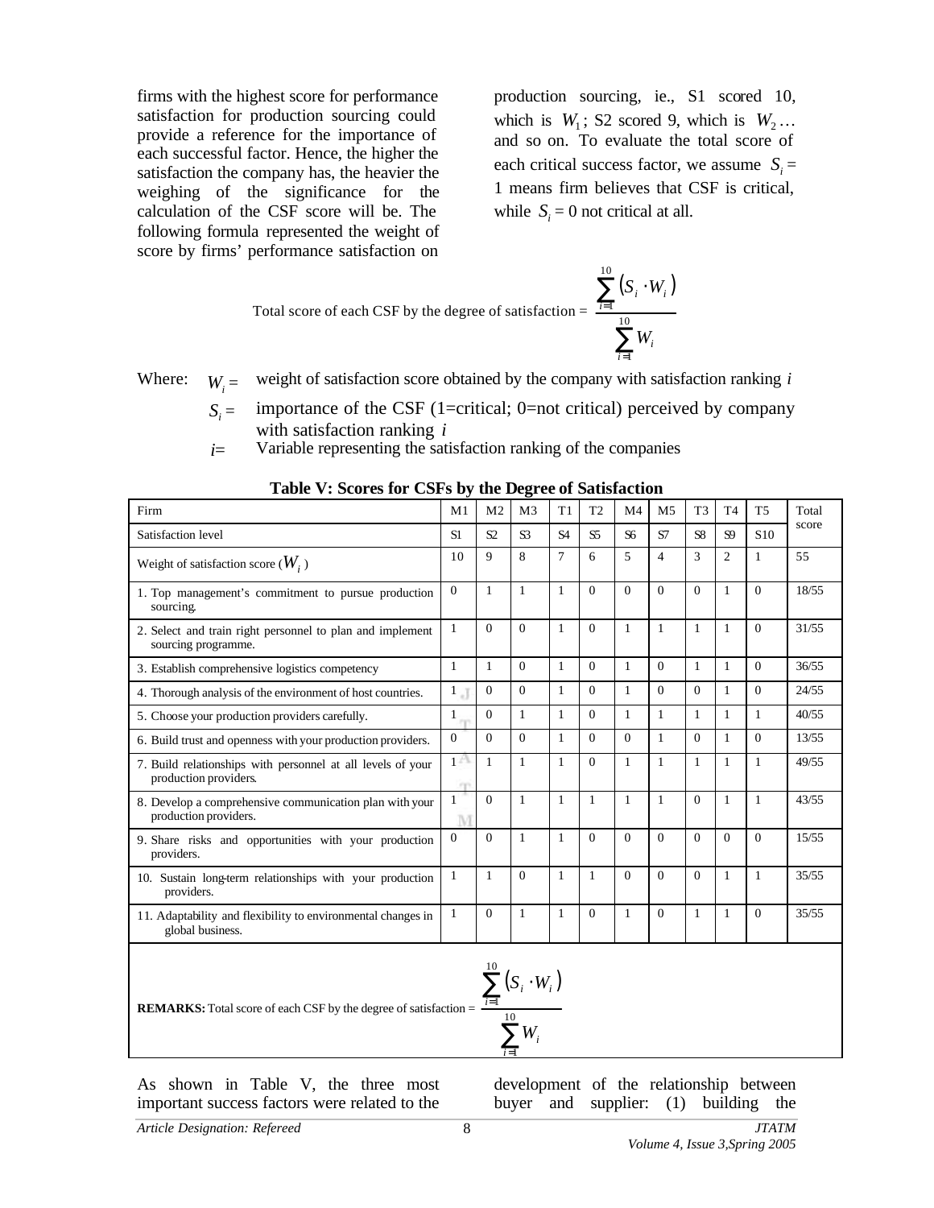firms with the highest score for performance satisfaction for production sourcing could provide a reference for the importance of each successful factor. Hence, the higher the satisfaction the company has, the heavier the weighing of the significance for the calculation of the CSF score will be. The following formula represented the weight of score by firms' performance satisfaction on production sourcing, ie., S1 scored 10, which is $W_1$; S2 scored 9, which is $W_2$… and so on. To evaluate the total score of each critical success factor, we assume $S_i$ = 1 means firm believes that CSF is critical, while $S_i$ = 0 not critical at all.

$$\text{Total score of each CSF by the degree of satisfaction} = \frac{\sum_{i=1}^{10}(S_i \cdot W_i)}{\sum_{i=1}^{10} W_i}$$

Where:
- $W_i$ = weight of satisfaction score obtained by the company with satisfaction ranking $i$
- $S_i$ = importance of the CSF (1=critical; 0=not critical) perceived by company with satisfaction ranking $i$
- $i$= Variable representing the satisfaction ranking of the companies

**Table V: Scores for CSFs by the Degree of Satisfaction**

| Firm | M1 | M2 | M3 | T1 | T2 | M4 | M5 | T3 | T4 | T5 | Total score |
|---|---|---|---|---|---|---|---|---|---|---|---|
| Satisfaction level | S1 | S2 | S3 | S4 | S5 | S6 | S7 | S8 | S9 | S10 | |
| Weight of satisfaction score ($W_i$) | 10 | 9 | 8 | 7 | 6 | 5 | 4 | 3 | 2 | 1 | 55 |
| 1. Top management's commitment to pursue production sourcing. | 0 | 1 | 1 | 1 | 0 | 0 | 0 | 0 | 1 | 0 | 18/55 |
| 2. Select and train right personnel to plan and implement sourcing programme. | 1 | 0 | 0 | 1 | 0 | 1 | 1 | 1 | 1 | 0 | 31/55 |
| 3. Establish comprehensive logistics competency | 1 | 1 | 0 | 1 | 0 | 1 | 0 | 1 | 1 | 0 | 36/55 |
| 4. Thorough analysis of the environment of host countries. | 1 | 0 | 0 | 1 | 0 | 1 | 0 | 0 | 1 | 0 | 24/55 |
| 5. Choose your production providers carefully. | 1 | 0 | 1 | 1 | 0 | 1 | 1 | 1 | 1 | 1 | 40/55 |
| 6. Build trust and openness with your production providers. | 0 | 0 | 0 | 1 | 0 | 0 | 1 | 0 | 1 | 0 | 13/55 |
| 7. Build relationships with personnel at all levels of your production providers. | 1 | 1 | 1 | 1 | 0 | 1 | 1 | 1 | 1 | 1 | 49/55 |
| 8. Develop a comprehensive communication plan with your production providers. | 1 | 0 | 1 | 1 | 1 | 1 | 1 | 0 | 1 | 1 | 43/55 |
| 9. Share risks and opportunities with your production providers. | 0 | 0 | 1 | 1 | 0 | 0 | 0 | 0 | 0 | 0 | 15/55 |
| 10. Sustain long-term relationships with your production providers. | 1 | 1 | 0 | 1 | 1 | 0 | 0 | 0 | 1 | 1 | 35/55 |
| 11. Adaptability and flexibility to environmental changes in global business. | 1 | 0 | 1 | 1 | 0 | 1 | 0 | 1 | 1 | 0 | 35/55 |

**REMARKS:** Total score of each CSF by the degree of satisfaction = $\frac{\sum_{i=1}^{10}(S_i \cdot W_i)}{\sum_{i=1}^{10} W_i}$

As shown in Table V, the three most important success factors were related to the development of the relationship between buyer and supplier: (1) building the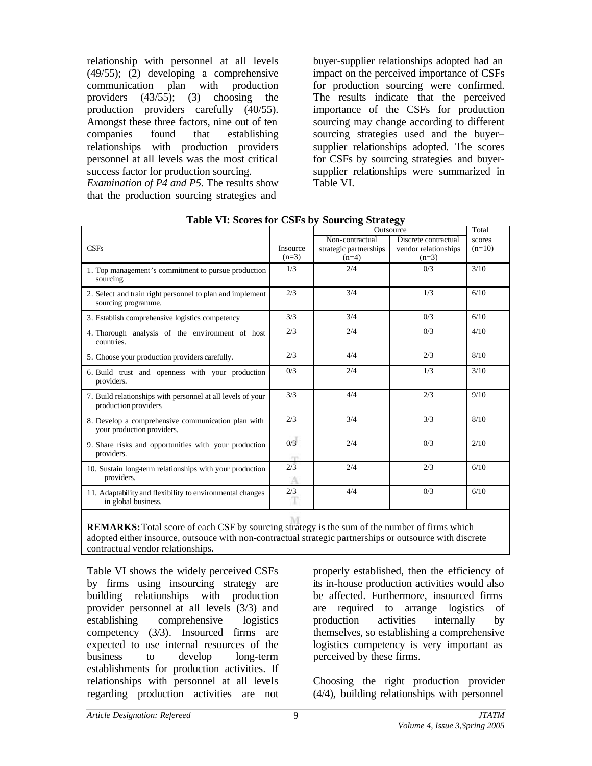relationship with personnel at all levels (49/55); (2) developing a comprehensive communication plan with production providers (43/55); (3) choosing the production providers carefully (40/55). Amongst these three factors, nine out of ten companies found that establishing relationships with production providers personnel at all levels was the most critical success factor for production sourcing.

*Examination of P4 and P5.* The results show that the production sourcing strategies and buyer-supplier relationships adopted had an impact on the perceived importance of CSFs for production sourcing were confirmed. The results indicate that the perceived importance of the CSFs for production sourcing may change according to different sourcing strategies used and the buyer–supplier relationships adopted. The scores for CSFs by sourcing strategies and buyer-supplier relationships were summarized in Table VI.

**Table VI: Scores for CSFs by Sourcing Strategy**

| CSFs | Insource (n=3) | Outsource: Non-contractual strategic partnerships (n=4) | Outsource: Discrete contractual vendor relationships (n=3) | Total scores (n=10) |
|---|---|---|---|---|
| 1. Top management's commitment to pursue production sourcing. | 1/3 | 2/4 | 0/3 | 3/10 |
| 2. Select and train right personnel to plan and implement sourcing programme. | 2/3 | 3/4 | 1/3 | 6/10 |
| 3. Establish comprehensive logistics competency | 3/3 | 3/4 | 0/3 | 6/10 |
| 4. Thorough analysis of the environment of host countries. | 2/3 | 2/4 | 0/3 | 4/10 |
| 5. Choose your production providers carefully. | 2/3 | 4/4 | 2/3 | 8/10 |
| 6. Build trust and openness with your production providers. | 0/3 | 2/4 | 1/3 | 3/10 |
| 7. Build relationships with personnel at all levels of your production providers. | 3/3 | 4/4 | 2/3 | 9/10 |
| 8. Develop a comprehensive communication plan with your production providers. | 2/3 | 3/4 | 3/3 | 8/10 |
| 9. Share risks and opportunities with your production providers. | 0/3 | 2/4 | 0/3 | 2/10 |
| 10. Sustain long-term relationships with your production providers. | 2/3 | 2/4 | 2/3 | 6/10 |
| 11. Adaptability and flexibility to environmental changes in global business. | 2/3 | 4/4 | 0/3 | 6/10 |

**REMARKS:** Total score of each CSF by sourcing strategy is the sum of the number of firms which adopted either insource, outsouce with non-contractual strategic partnerships or outsource with discrete contractual vendor relationships.

Table VI shows the widely perceived CSFs by firms using insourcing strategy are building relationships with production provider personnel at all levels (3/3) and establishing comprehensive logistics competency (3/3). Insourced firms are expected to use internal resources of the business to develop long-term establishments for production activities. If relationships with personnel at all levels regarding production activities are not properly established, then the efficiency of its in-house production activities would also be affected. Furthermore, insourced firms are required to arrange logistics of production activities internally by themselves, so establishing a comprehensive logistics competency is very important as perceived by these firms.

Choosing the right production provider (4/4), building relationships with personnel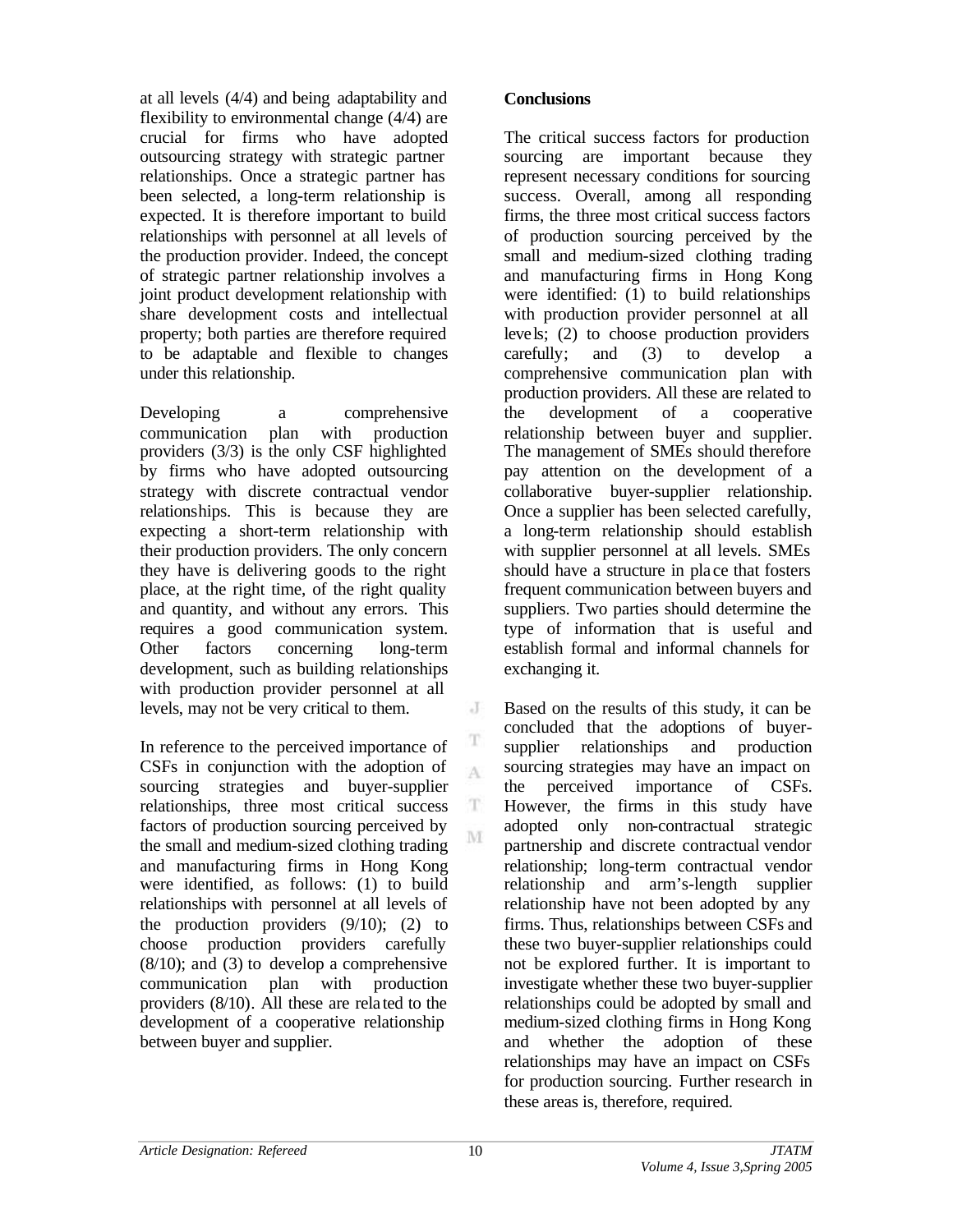at all levels (4/4) and being adaptability and flexibility to environmental change (4/4) are crucial for firms who have adopted outsourcing strategy with strategic partner relationships. Once a strategic partner has been selected, a long-term relationship is expected. It is therefore important to build relationships with personnel at all levels of the production provider. Indeed, the concept of strategic partner relationship involves a joint product development relationship with share development costs and intellectual property; both parties are therefore required to be adaptable and flexible to changes under this relationship.

Developing a comprehensive communication plan with production providers (3/3) is the only CSF highlighted by firms who have adopted outsourcing strategy with discrete contractual vendor relationships. This is because they are expecting a short-term relationship with their production providers. The only concern they have is delivering goods to the right place, at the right time, of the right quality and quantity, and without any errors. This requires a good communication system. Other factors concerning long-term development, such as building relationships with production provider personnel at all levels, may not be very critical to them.

In reference to the perceived importance of CSFs in conjunction with the adoption of sourcing strategies and buyer-supplier relationships, three most critical success factors of production sourcing perceived by the small and medium-sized clothing trading and manufacturing firms in Hong Kong were identified, as follows: (1) to build relationships with personnel at all levels of the production providers (9/10); (2) to choose production providers carefully (8/10); and (3) to develop a comprehensive communication plan with production providers (8/10). All these are related to the development of a cooperative relationship between buyer and supplier.

**Conclusions**

The critical success factors for production sourcing are important because they represent necessary conditions for sourcing success. Overall, among all responding firms, the three most critical success factors of production sourcing perceived by the small and medium-sized clothing trading and manufacturing firms in Hong Kong were identified: (1) to build relationships with production provider personnel at all levels; (2) to choose production providers carefully; and (3) to develop a comprehensive communication plan with production providers. All these are related to the development of a cooperative relationship between buyer and supplier. The management of SMEs should therefore pay attention on the development of a collaborative buyer-supplier relationship. Once a supplier has been selected carefully, a long-term relationship should establish with supplier personnel at all levels. SMEs should have a structure in place that fosters frequent communication between buyers and suppliers. Two parties should determine the type of information that is useful and establish formal and informal channels for exchanging it.

Based on the results of this study, it can be concluded that the adoptions of buyer-supplier relationships and production sourcing strategies may have an impact on the perceived importance of CSFs. However, the firms in this study have adopted only non-contractual strategic partnership and discrete contractual vendor relationship; long-term contractual vendor relationship and arm's-length supplier relationship have not been adopted by any firms. Thus, relationships between CSFs and these two buyer-supplier relationships could not be explored further. It is important to investigate whether these two buyer-supplier relationships could be adopted by small and medium-sized clothing firms in Hong Kong and whether the adoption of these relationships may have an impact on CSFs for production sourcing. Further research in these areas is, therefore, required.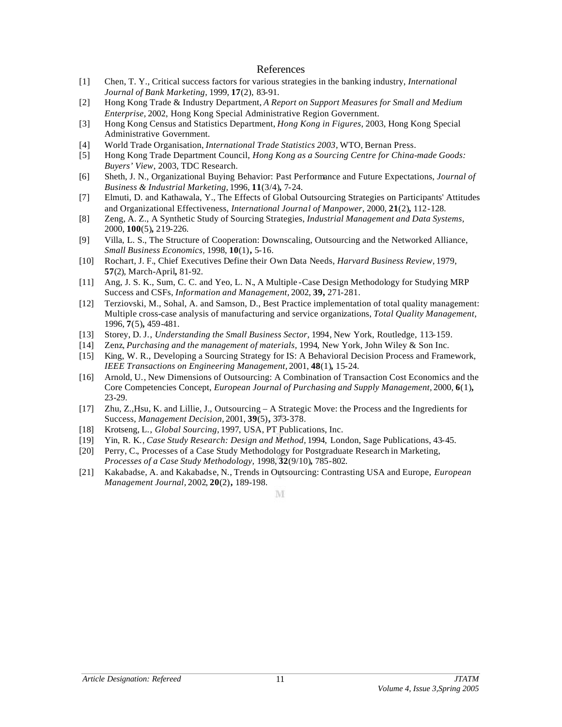## References

[1] Chen, T. Y., Critical success factors for various strategies in the banking industry, *International Journal of Bank Marketing*, 1999, **17**(2), 83-91.

[2] Hong Kong Trade & Industry Department, *A Report on Support Measures for Small and Medium Enterprise,* 2002, Hong Kong Special Administrative Region Government.

[3] Hong Kong Census and Statistics Department, *Hong Kong in Figures*, 2003, Hong Kong Special Administrative Government.

[4] World Trade Organisation, *International Trade Statistics 2003*, WTO, Bernan Press.

[5] Hong Kong Trade Department Council, *Hong Kong as a Sourcing Centre for China-made Goods: Buyers' View*, 2003, TDC Research.

[6] Sheth, J. N., Organizational Buying Behavior: Past Performance and Future Expectations, *Journal of Business & Industrial Marketing,* 1996, **11**(3/4)**,** 7-24.

[7] Elmuti, D. and Kathawala, Y., The Effects of Global Outsourcing Strategies on Participants' Attitudes and Organizational Effectiveness, *International Journal of Manpower,* 2000, **21**(2)**,** 112-128.

[8] Zeng, A. Z., A Synthetic Study of Sourcing Strategies, *Industrial Management and Data Systems,* 2000, **100**(5)**,** 219-226.

[9] Villa, L. S., The Structure of Cooperation: Downscaling, Outsourcing and the Networked Alliance, *Small Business Economics,* 1998, **10**(1)**,** 5-16.

[10] Rochart, J. F., Chief Executives Define their Own Data Needs, *Harvard Business Review*, 1979, **57**(2), March-April**,** 81-92.

[11] Ang, J. S. K., Sum, C. C. and Yeo, L. N., A Multiple-Case Design Methodology for Studying MRP Success and CSFs, *Information and Management,* 2002, **39,** 271-281.

[12] Terziovski, M., Sohal, A. and Samson, D., Best Practice implementation of total quality management: Multiple cross-case analysis of manufacturing and service organizations, *Total Quality Management,* 1996, **7**(5)**,** 459-481.

[13] Storey, D. J., *Understanding the Small Business Sector,* 1994, New York, Routledge, 113-159.

[14] Zenz, *Purchasing and the management of materials*, 1994, New York, John Wiley & Son Inc.

[15] King, W. R., Developing a Sourcing Strategy for IS: A Behavioral Decision Process and Framework, *IEEE Transactions on Engineering Management,* 2001, **48**(1)**,** 15-24.

[16] Arnold, U., New Dimensions of Outsourcing: A Combination of Transaction Cost Economics and the Core Competencies Concept, *European Journal of Purchasing and Supply Management,* 2000, **6**(1)**,** 23-29.

[17] Zhu, Z.,Hsu, K. and Lillie, J., Outsourcing – A Strategic Move: the Process and the Ingredients for Success, *Management Decision,* 2001, **39**(5)**,** 373-378.

[18] Krotseng, L., *Global Sourcing,* 1997, USA, PT Publications, Inc.

[19] Yin, R. K., *Case Study Research: Design and Method,* 1994, London, Sage Publications, 43-45.

[20] Perry, C., Processes of a Case Study Methodology for Postgraduate Research in Marketing, *Processes of a Case Study Methodology,* 1998, **32**(9/10)**,** 785-802.

[21] Kakabadse, A. and Kakabadse, N., Trends in Outsourcing: Contrasting USA and Europe, *European Management Journal,* 2002, **20**(2)**,** 189-198.